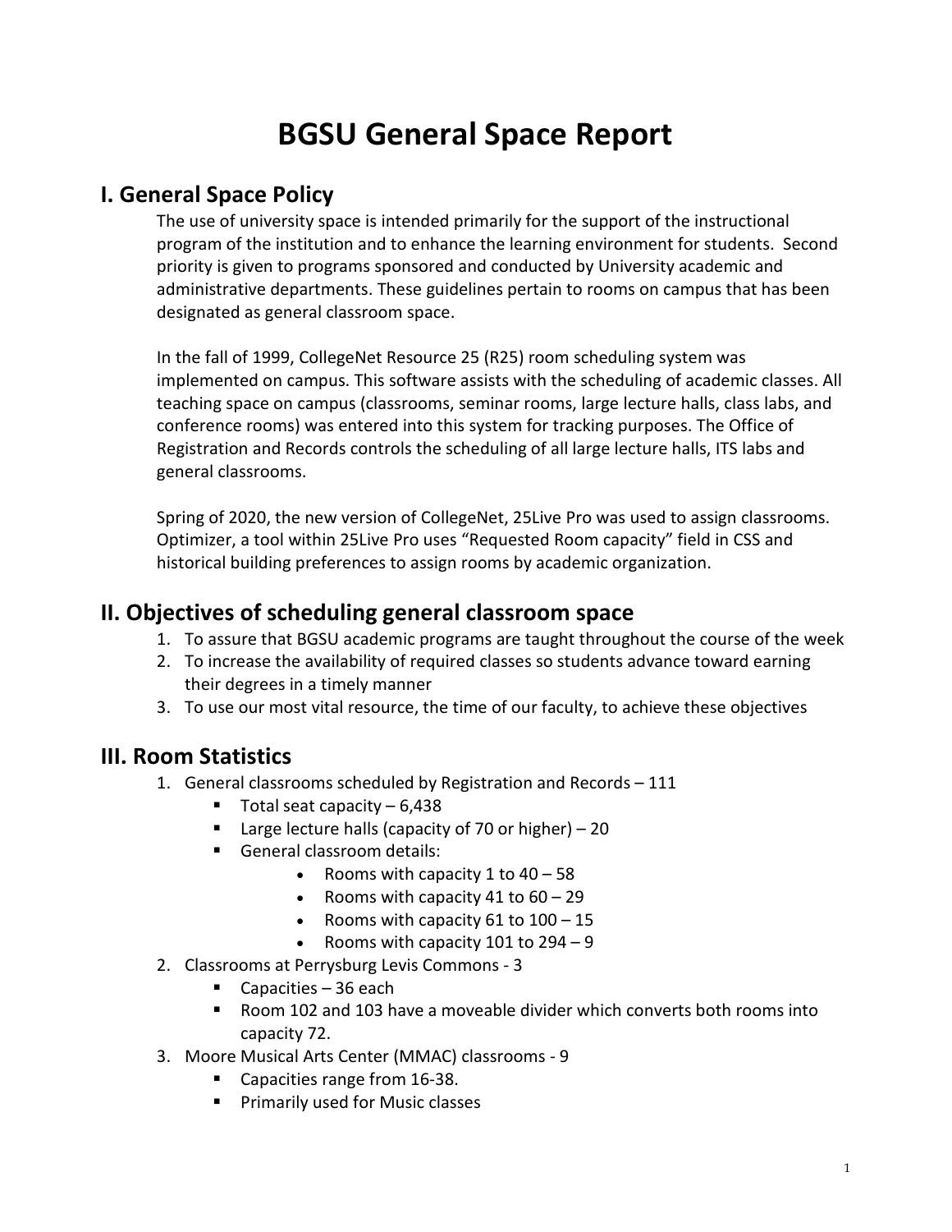# BGSU General Space Report

## I. General Space Policy

The use of university space is intended primarily for the support of the instructional program of the institution and to enhance the learning environment for students. Second priority is given to programs sponsored and conducted by University academic and administrative departments. These guidelines pertain to rooms on campus that has been designated as general classroom space.

In the fall of 1999, CollegeNet Resource 25 (R25) room scheduling system was implemented on campus. This software assists with the scheduling of academic classes. All teaching space on campus (classrooms, seminar rooms, large lecture halls, class labs, and conference rooms) was entered into this system for tracking purposes. The Office of Registration and Records controls the scheduling of all large lecture halls, ITS labs and general classrooms.

Spring of 2020, the new version of CollegeNet, 25Live Pro was used to assign classrooms. Optimizer, a tool within 25Live Pro uses "Requested Room capacity" field in CSS and historical building preferences to assign rooms by academic organization.

## II. Objectives of scheduling general classroom space

1. To assure that BGSU academic programs are taught throughout the course of the week
2. To increase the availability of required classes so students advance toward earning their degrees in a timely manner
3. To use our most vital resource, the time of our faculty, to achieve these objectives

## III. Room Statistics

1. General classrooms scheduled by Registration and Records – 111
   - Total seat capacity – 6,438
   - Large lecture halls (capacity of 70 or higher) – 20
   - General classroom details:
     - Rooms with capacity 1 to 40 – 58
     - Rooms with capacity 41 to 60 – 29
     - Rooms with capacity 61 to 100 – 15
     - Rooms with capacity 101 to 294 – 9
2. Classrooms at Perrysburg Levis Commons - 3
   - Capacities – 36 each
   - Room 102 and 103 have a moveable divider which converts both rooms into capacity 72.
3. Moore Musical Arts Center (MMAC) classrooms - 9
   - Capacities range from 16-38.
   - Primarily used for Music classes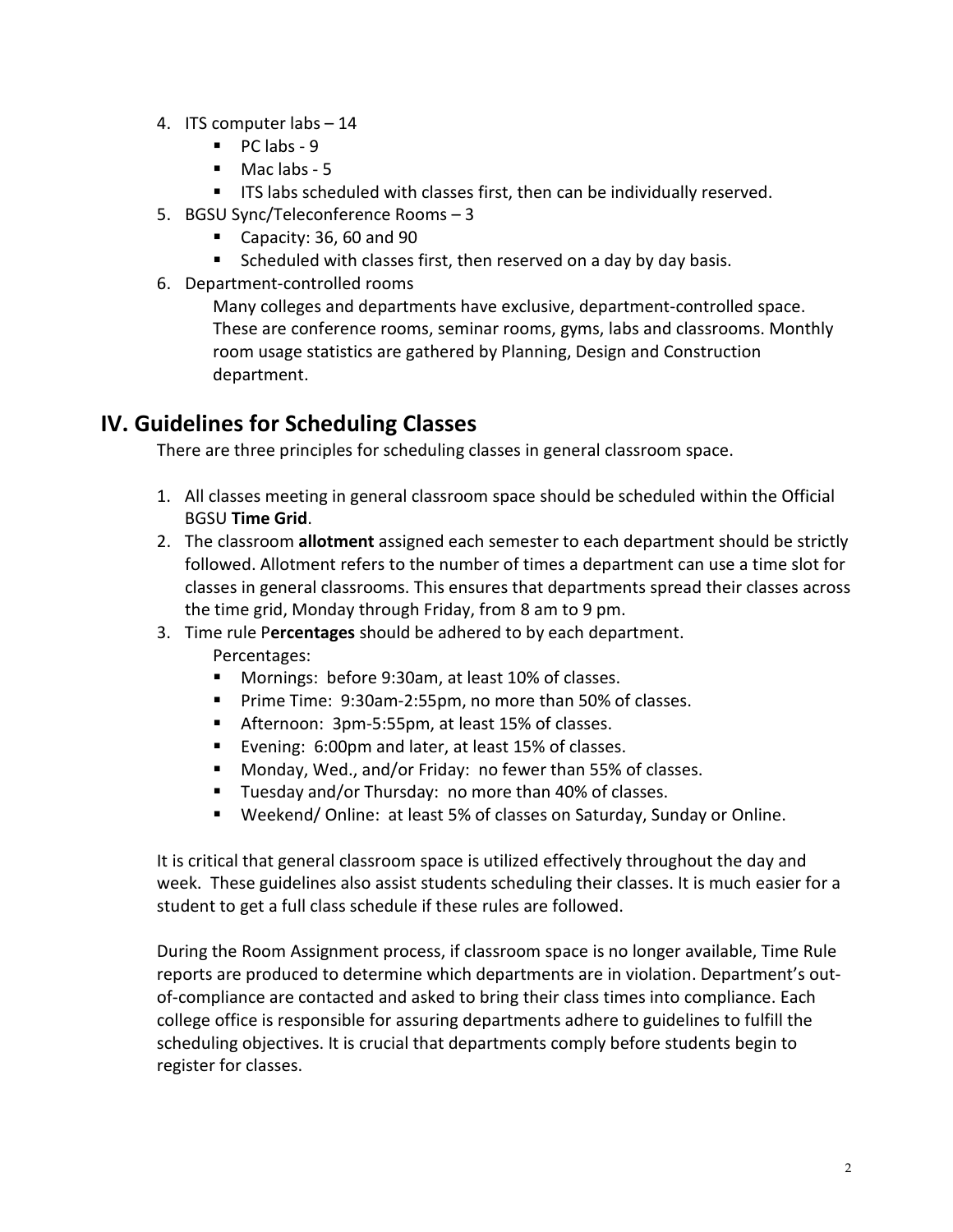4. ITS computer labs – 14
   - PC labs - 9
   - Mac labs - 5
   - ITS labs scheduled with classes first, then can be individually reserved.
5. BGSU Sync/Teleconference Rooms – 3
   - Capacity: 36, 60 and 90
   - Scheduled with classes first, then reserved on a day by day basis.
6. Department-controlled rooms

   Many colleges and departments have exclusive, department-controlled space. These are conference rooms, seminar rooms, gyms, labs and classrooms. Monthly room usage statistics are gathered by Planning, Design and Construction department.

## IV. Guidelines for Scheduling Classes

There are three principles for scheduling classes in general classroom space.

1. All classes meeting in general classroom space should be scheduled within the Official BGSU **Time Grid**.
2. The classroom **allotment** assigned each semester to each department should be strictly followed. Allotment refers to the number of times a department can use a time slot for classes in general classrooms. This ensures that departments spread their classes across the time grid, Monday through Friday, from 8 am to 9 pm.
3. Time rule P**ercentages** should be adhered to by each department.

   Percentages:
   - Mornings: before 9:30am, at least 10% of classes.
   - Prime Time: 9:30am-2:55pm, no more than 50% of classes.
   - Afternoon: 3pm-5:55pm, at least 15% of classes.
   - Evening: 6:00pm and later, at least 15% of classes.
   - Monday, Wed., and/or Friday: no fewer than 55% of classes.
   - Tuesday and/or Thursday: no more than 40% of classes.
   - Weekend/ Online: at least 5% of classes on Saturday, Sunday or Online.

It is critical that general classroom space is utilized effectively throughout the day and week. These guidelines also assist students scheduling their classes. It is much easier for a student to get a full class schedule if these rules are followed.

During the Room Assignment process, if classroom space is no longer available, Time Rule reports are produced to determine which departments are in violation. Department's out-of-compliance are contacted and asked to bring their class times into compliance. Each college office is responsible for assuring departments adhere to guidelines to fulfill the scheduling objectives. It is crucial that departments comply before students begin to register for classes.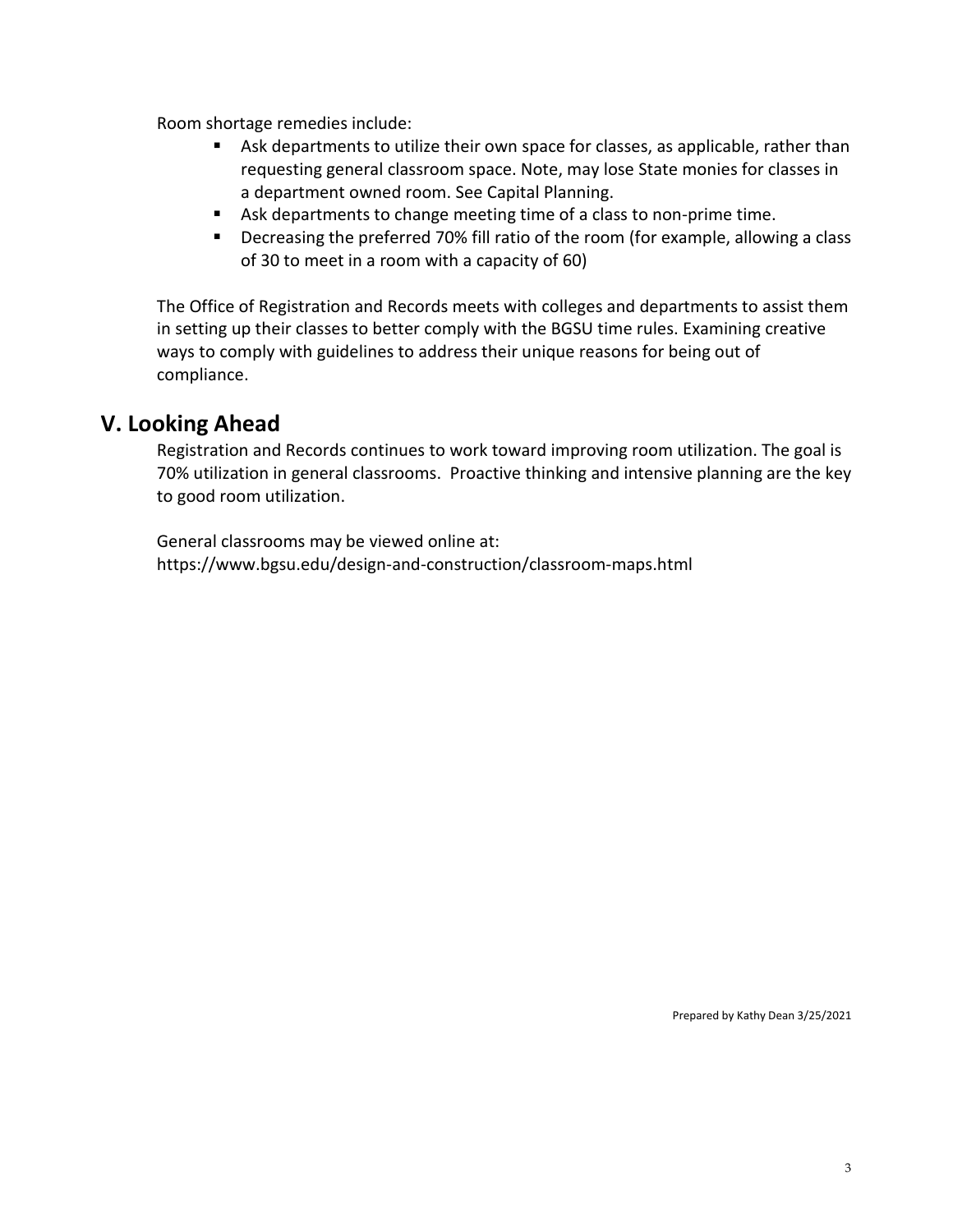Room shortage remedies include:

- Ask departments to utilize their own space for classes, as applicable, rather than requesting general classroom space. Note, may lose State monies for classes in a department owned room. See Capital Planning.
- Ask departments to change meeting time of a class to non-prime time.
- Decreasing the preferred 70% fill ratio of the room (for example, allowing a class of 30 to meet in a room with a capacity of 60)

The Office of Registration and Records meets with colleges and departments to assist them in setting up their classes to better comply with the BGSU time rules. Examining creative ways to comply with guidelines to address their unique reasons for being out of compliance.

## V. Looking Ahead

Registration and Records continues to work toward improving room utilization. The goal is 70% utilization in general classrooms. Proactive thinking and intensive planning are the key to good room utilization.

General classrooms may be viewed online at:
https://www.bgsu.edu/design-and-construction/classroom-maps.html

Prepared by Kathy Dean 3/25/2021